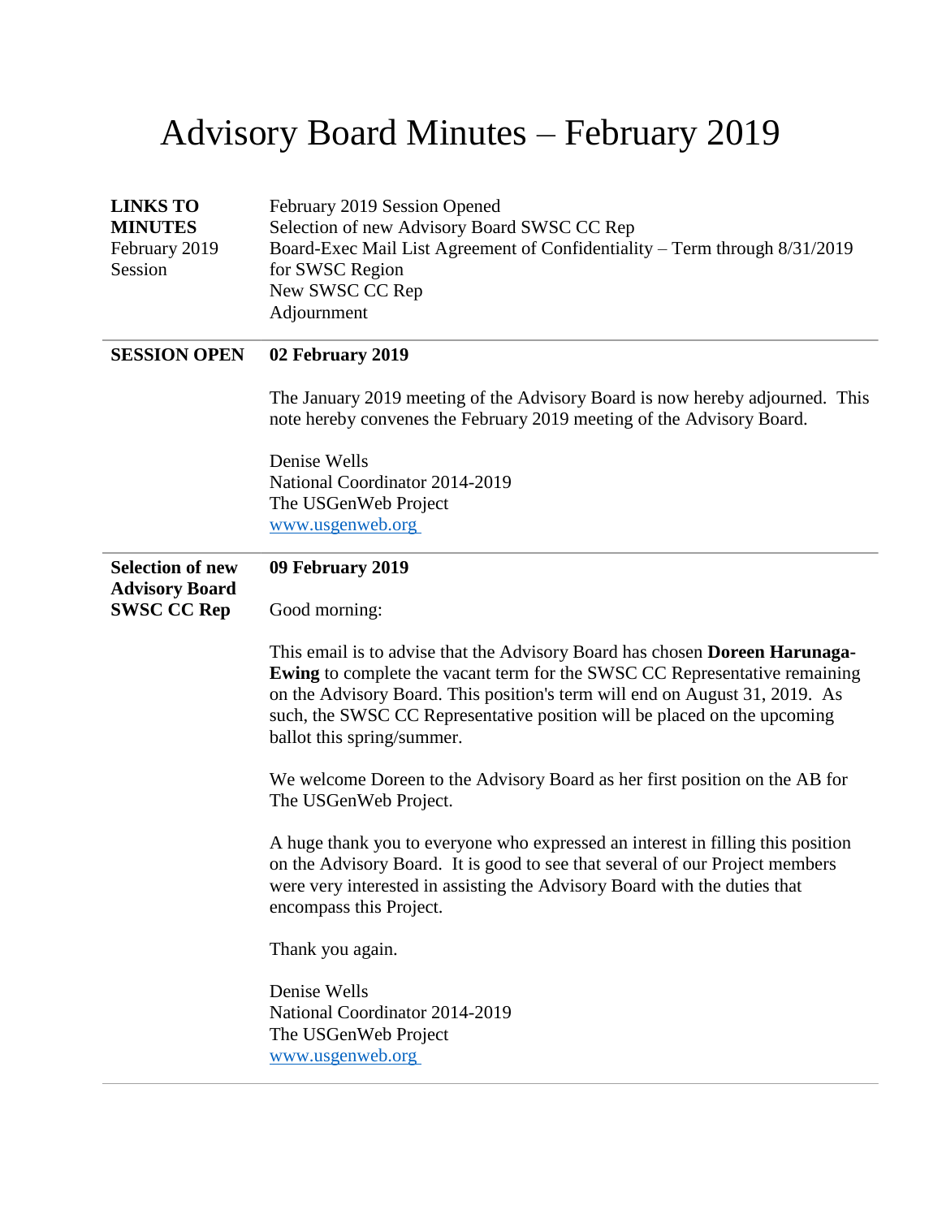# Advisory Board Minutes – February 2019

| **LINKS TO MINUTES** February 2019 Session | February 2019 Session Opened<br>Selection of new Advisory Board SWSC CC Rep<br>Board-Exec Mail List Agreement of Confidentiality – Term through 8/31/2019 for SWSC Region<br>New SWSC CC Rep<br>Adjournment |
|---|---|

---

**SESSION OPEN**

**02 February 2019**

The January 2019 meeting of the Advisory Board is now hereby adjourned. This note hereby convenes the February 2019 meeting of the Advisory Board.

Denise Wells
National Coordinator 2014-2019
The USGenWeb Project
www.usgenweb.org

---

**Selection of new Advisory Board SWSC CC Rep**

**09 February 2019**

Good morning:

This email is to advise that the Advisory Board has chosen **Doreen Harunaga-Ewing** to complete the vacant term for the SWSC CC Representative remaining on the Advisory Board. This position's term will end on August 31, 2019. As such, the SWSC CC Representative position will be placed on the upcoming ballot this spring/summer.

We welcome Doreen to the Advisory Board as her first position on the AB for The USGenWeb Project.

A huge thank you to everyone who expressed an interest in filling this position on the Advisory Board. It is good to see that several of our Project members were very interested in assisting the Advisory Board with the duties that encompass this Project.

Thank you again.

Denise Wells
National Coordinator 2014-2019
The USGenWeb Project
www.usgenweb.org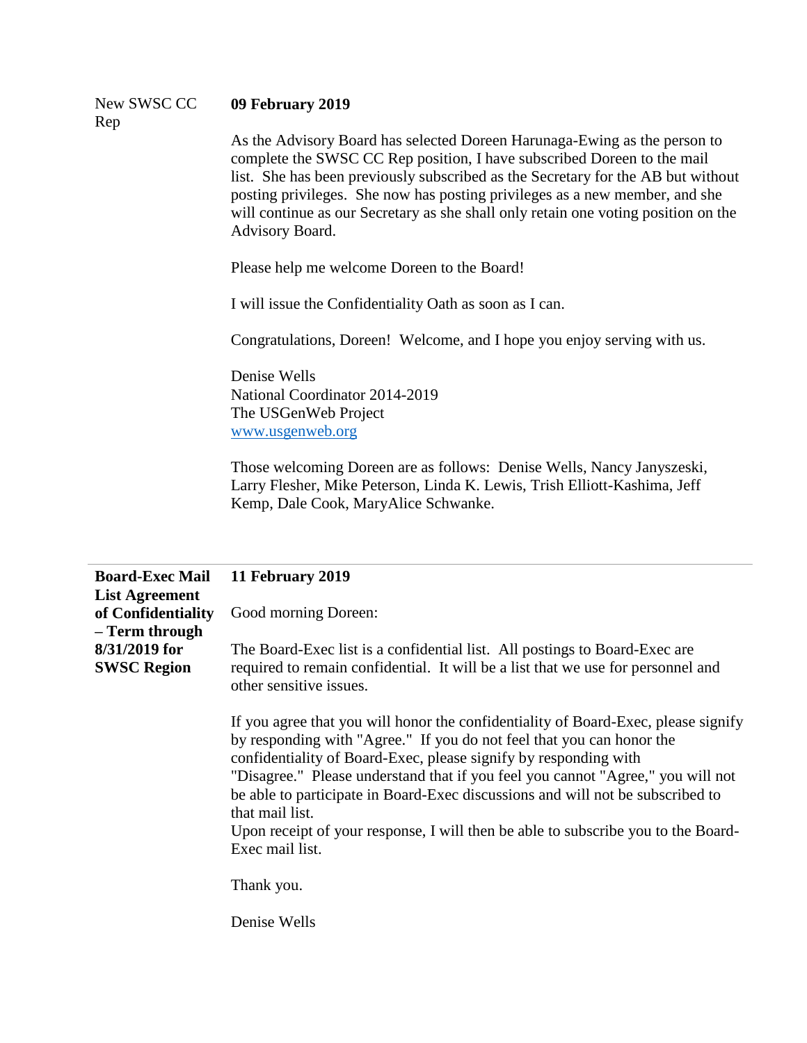New SWSC CC Rep

**09 February 2019**

As the Advisory Board has selected Doreen Harunaga-Ewing as the person to complete the SWSC CC Rep position, I have subscribed Doreen to the mail list. She has been previously subscribed as the Secretary for the AB but without posting privileges. She now has posting privileges as a new member, and she will continue as our Secretary as she shall only retain one voting position on the Advisory Board.

Please help me welcome Doreen to the Board!

I will issue the Confidentiality Oath as soon as I can.

Congratulations, Doreen! Welcome, and I hope you enjoy serving with us.

Denise Wells
National Coordinator 2014-2019
The USGenWeb Project
www.usgenweb.org

Those welcoming Doreen are as follows: Denise Wells, Nancy Janyszeski, Larry Flesher, Mike Peterson, Linda K. Lewis, Trish Elliott-Kashima, Jeff Kemp, Dale Cook, MaryAlice Schwanke.

---

**Board-Exec Mail List Agreement of Confidentiality – Term through 8/31/2019 for SWSC Region**

**11 February 2019**

Good morning Doreen:

The Board-Exec list is a confidential list. All postings to Board-Exec are required to remain confidential. It will be a list that we use for personnel and other sensitive issues.

If you agree that you will honor the confidentiality of Board-Exec, please signify by responding with "Agree." If you do not feel that you can honor the confidentiality of Board-Exec, please signify by responding with "Disagree." Please understand that if you feel you cannot "Agree," you will not be able to participate in Board-Exec discussions and will not be subscribed to that mail list.
Upon receipt of your response, I will then be able to subscribe you to the Board-Exec mail list.

Thank you.

Denise Wells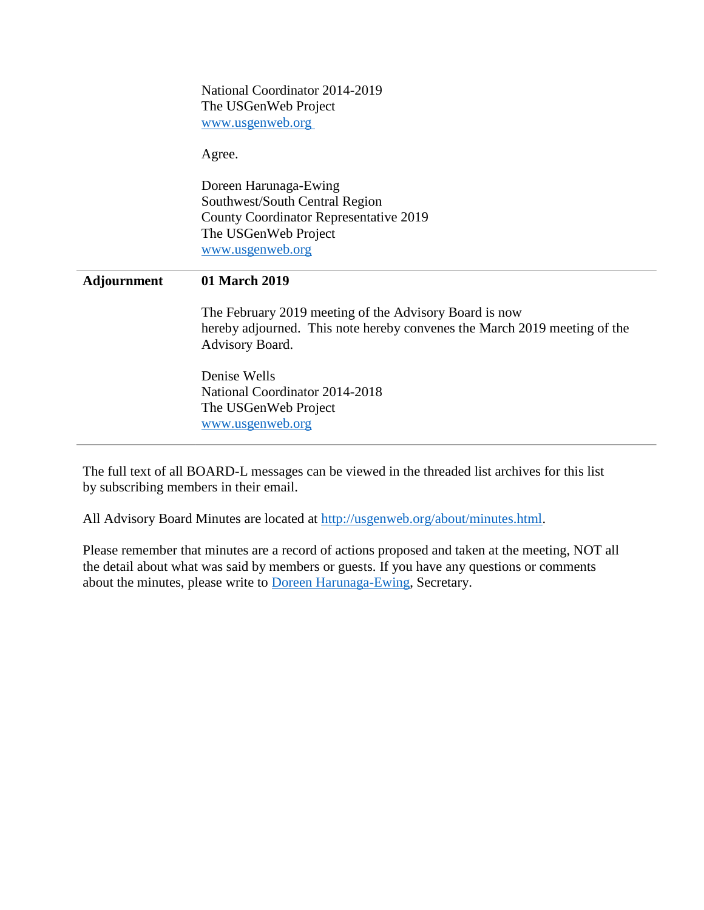| | |
|---|---|
| | National Coordinator 2014-2019<br>The USGenWeb Project<br>www.usgenweb.org<br><br>Agree.<br><br>Doreen Harunaga-Ewing<br>Southwest/South Central Region<br>County Coordinator Representative 2019<br>The USGenWeb Project<br>www.usgenweb.org |
| **Adjournment** | **01 March 2019**<br><br>The February 2019 meeting of the Advisory Board is now hereby adjourned. This note hereby convenes the March 2019 meeting of the Advisory Board.<br><br>Denise Wells<br>National Coordinator 2014-2018<br>The USGenWeb Project<br>www.usgenweb.org |

The full text of all BOARD-L messages can be viewed in the threaded list archives for this list by subscribing members in their email.

All Advisory Board Minutes are located at http://usgenweb.org/about/minutes.html.

Please remember that minutes are a record of actions proposed and taken at the meeting, NOT all the detail about what was said by members or guests. If you have any questions or comments about the minutes, please write to Doreen Harunaga-Ewing, Secretary.